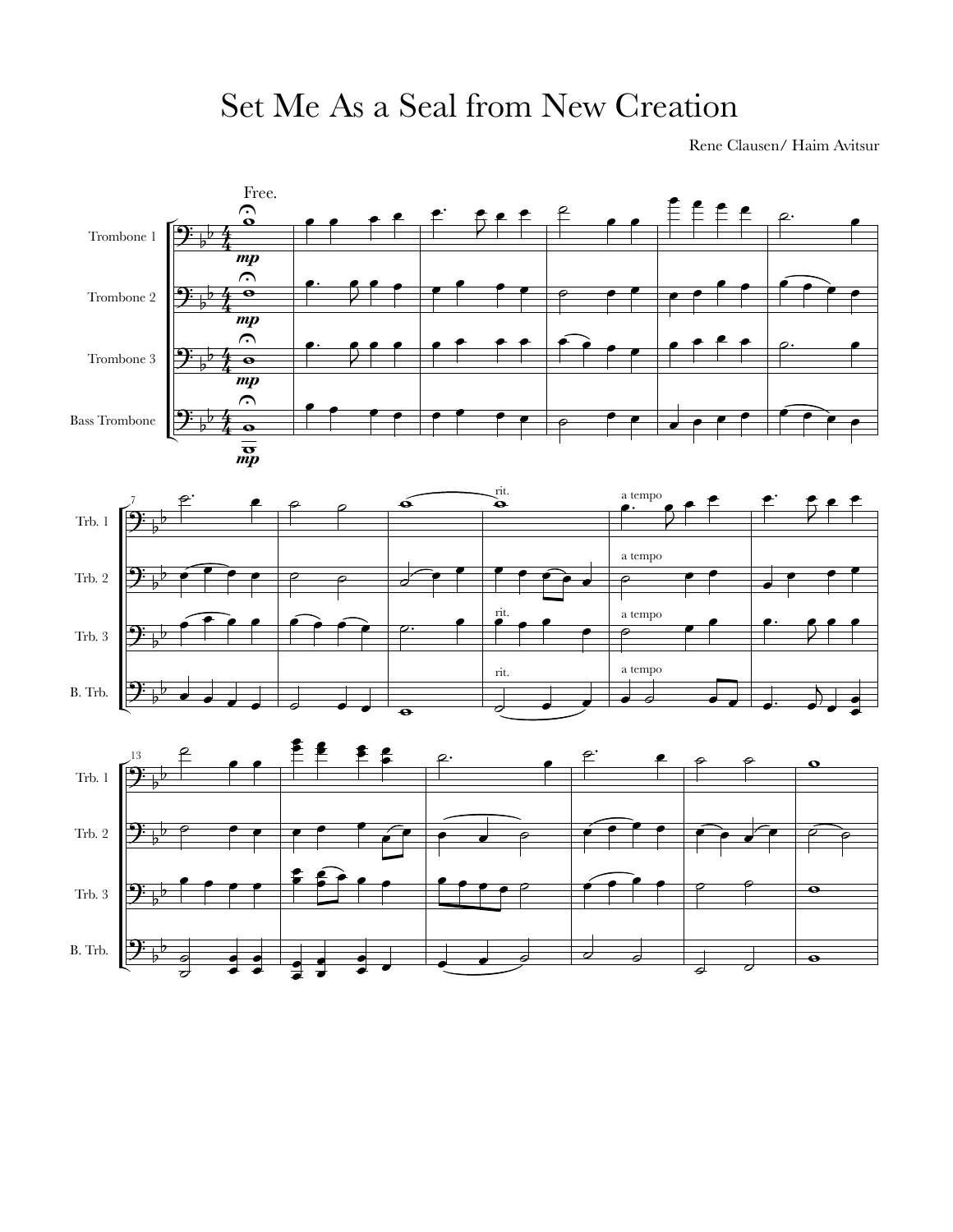# Set Me As a Seal from New Creation

Rene Clausen/ Haim Avitsur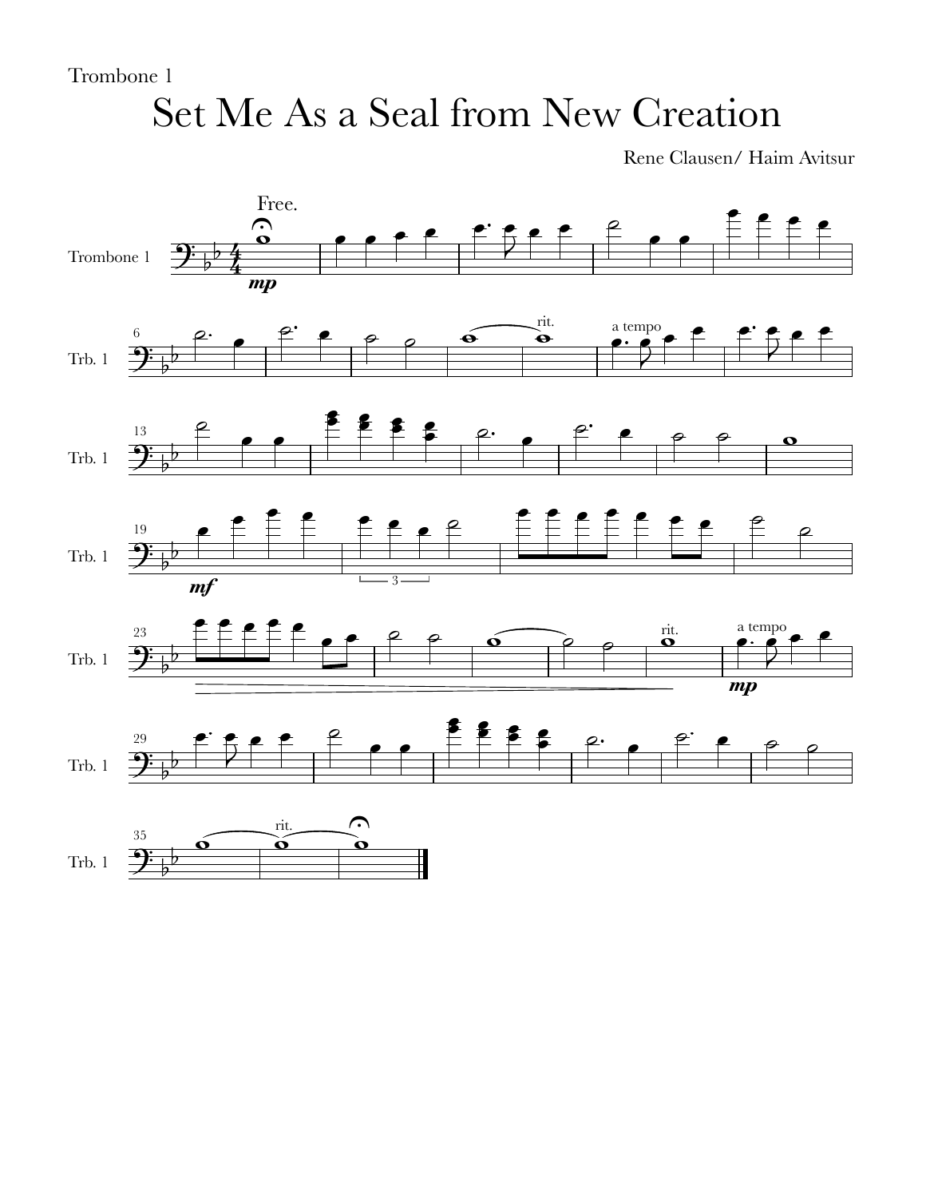Trombone 1

# Set Me As a Seal from New Creation

Rene Clausen/ Haim Avitsur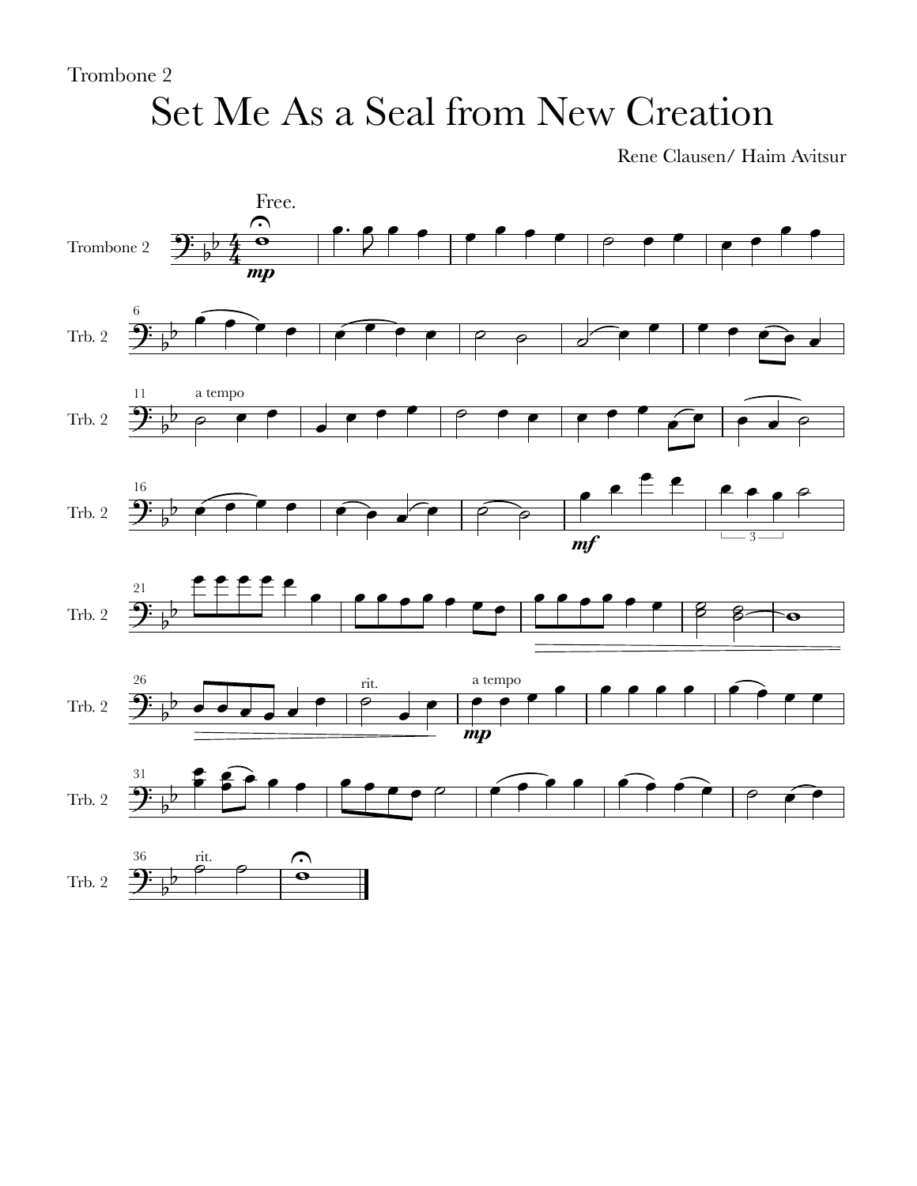Trombone 2

# Set Me As a Seal from New Creation

Rene Clausen/ Haim Avitsur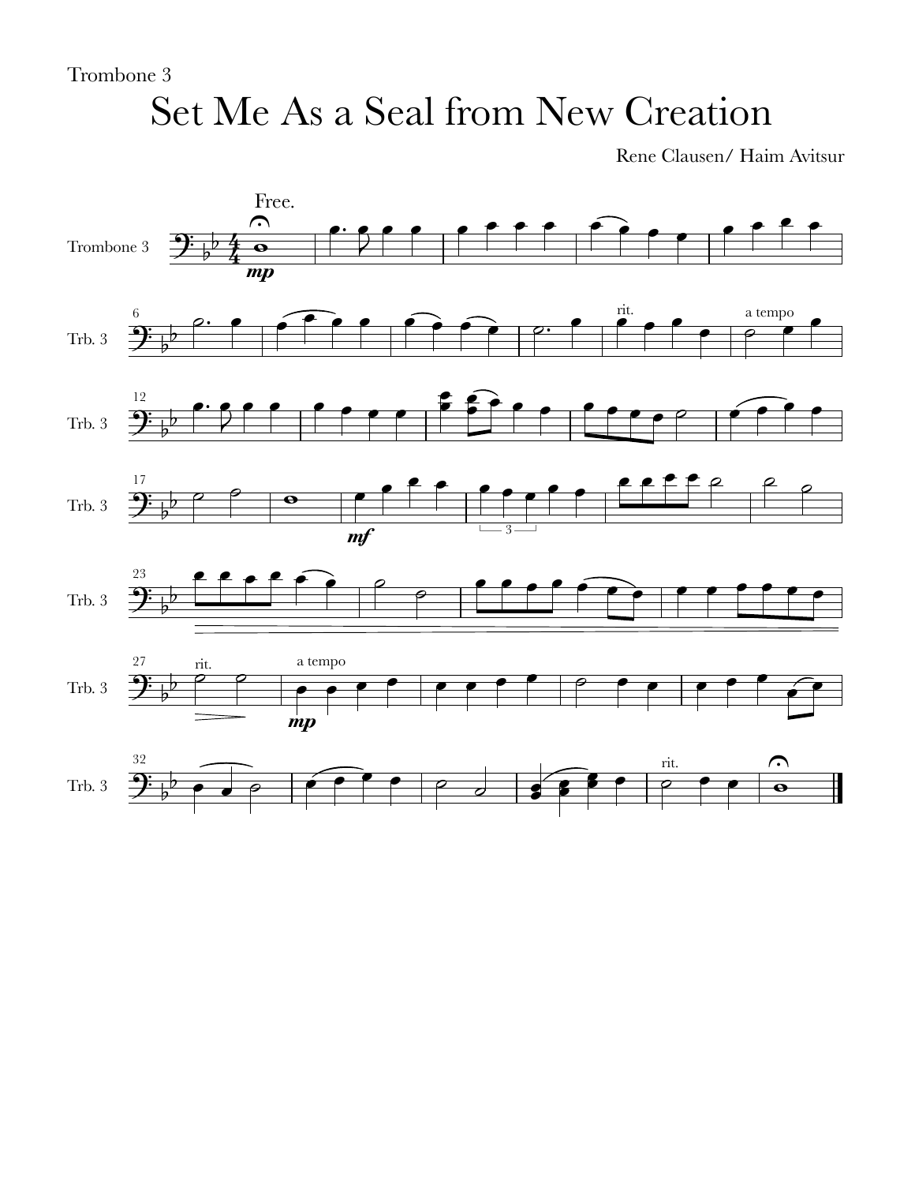Trombone 3

# Set Me As a Seal from New Creation

Rene Clausen/ Haim Avitsur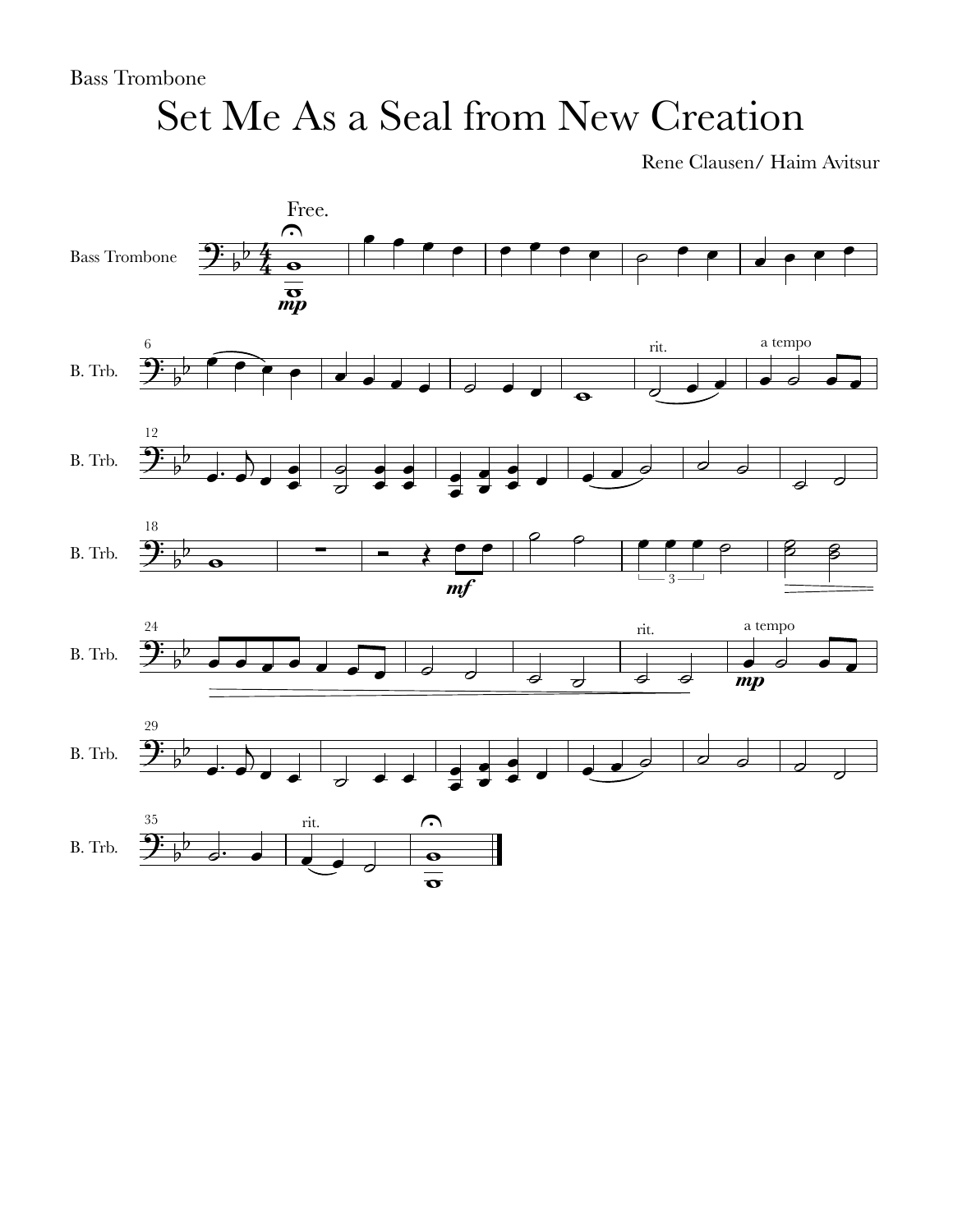Bass Trombone

# Set Me As a Seal from New Creation

Rene Clausen/ Haim Avitsur